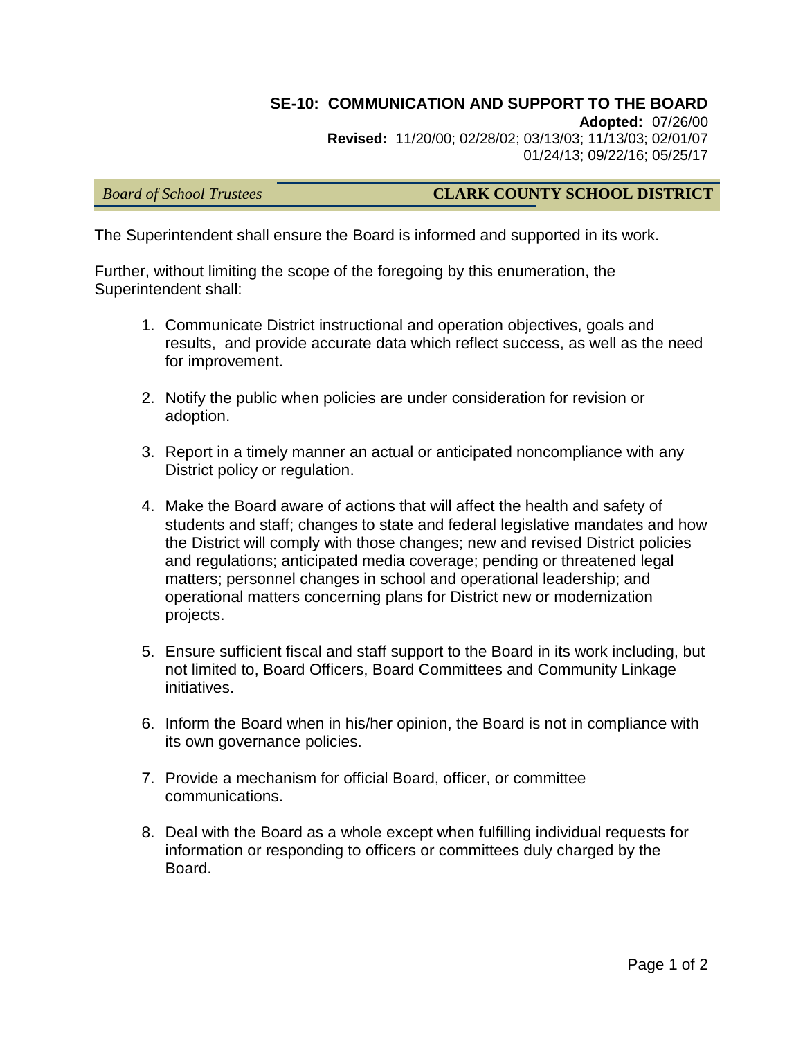## SE-10: COMMUNICATION AND SUPPORT TO THE BOARD

**Adopted:** 07/26/00
**Revised:** 11/20/00; 02/28/02; 03/13/03; 11/13/03; 02/01/07; 01/24/13; 09/22/16; 05/25/17

*Board of School Trustees* **CLARK COUNTY SCHOOL DISTRICT**

The Superintendent shall ensure the Board is informed and supported in its work.

Further, without limiting the scope of the foregoing by this enumeration, the Superintendent shall:

1. Communicate District instructional and operation objectives, goals and results, and provide accurate data which reflect success, as well as the need for improvement.

2. Notify the public when policies are under consideration for revision or adoption.

3. Report in a timely manner an actual or anticipated noncompliance with any District policy or regulation.

4. Make the Board aware of actions that will affect the health and safety of students and staff; changes to state and federal legislative mandates and how the District will comply with those changes; new and revised District policies and regulations; anticipated media coverage; pending or threatened legal matters; personnel changes in school and operational leadership; and operational matters concerning plans for District new or modernization projects.

5. Ensure sufficient fiscal and staff support to the Board in its work including, but not limited to, Board Officers, Board Committees and Community Linkage initiatives.

6. Inform the Board when in his/her opinion, the Board is not in compliance with its own governance policies.

7. Provide a mechanism for official Board, officer, or committee communications.

8. Deal with the Board as a whole except when fulfilling individual requests for information or responding to officers or committees duly charged by the Board.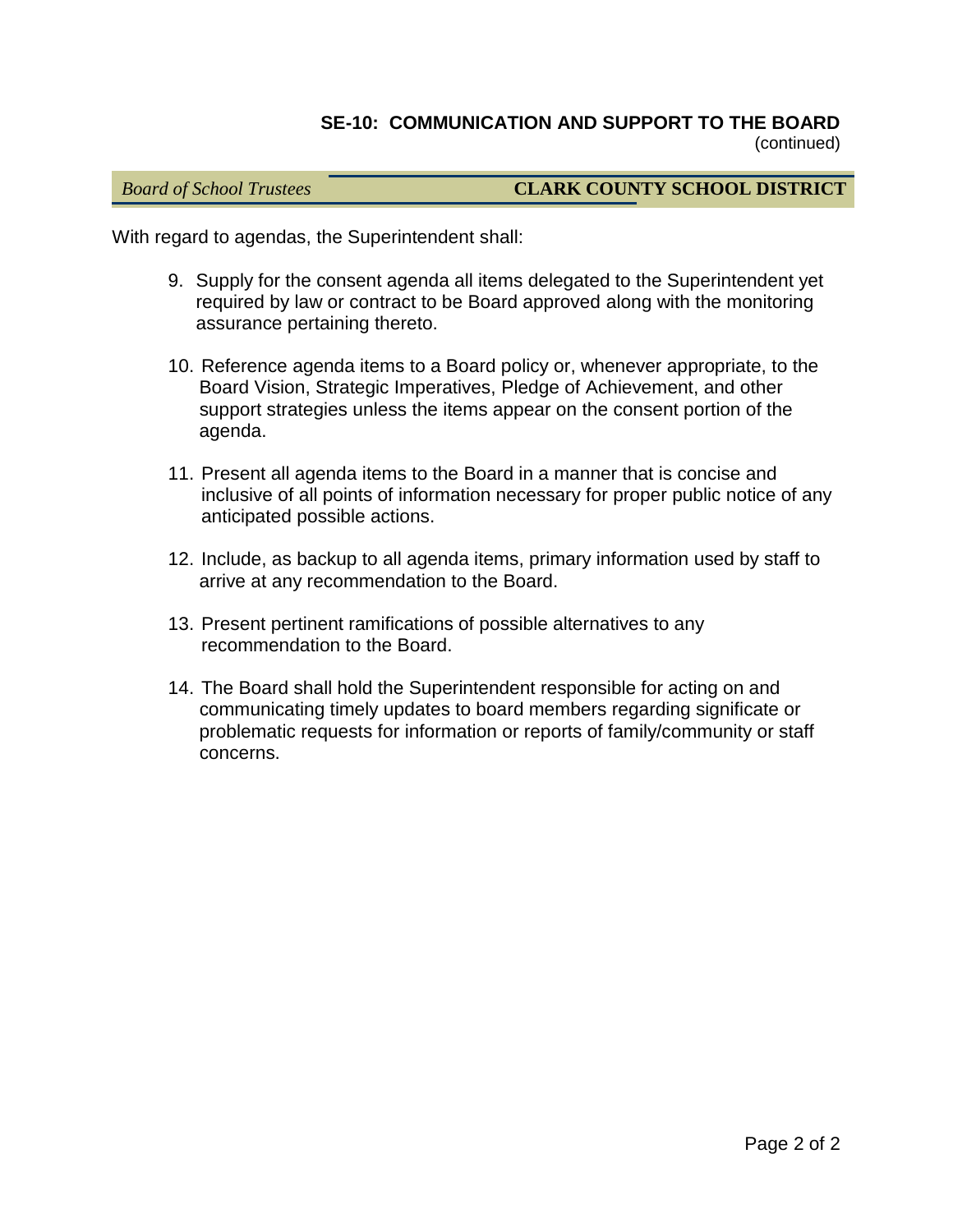With regard to agendas, the Superintendent shall:

9. Supply for the consent agenda all items delegated to the Superintendent yet required by law or contract to be Board approved along with the monitoring assurance pertaining thereto.

10. Reference agenda items to a Board policy or, whenever appropriate, to the Board Vision, Strategic Imperatives, Pledge of Achievement, and other support strategies unless the items appear on the consent portion of the agenda.

11. Present all agenda items to the Board in a manner that is concise and inclusive of all points of information necessary for proper public notice of any anticipated possible actions.

12. Include, as backup to all agenda items, primary information used by staff to arrive at any recommendation to the Board.

13. Present pertinent ramifications of possible alternatives to any recommendation to the Board.

14. The Board shall hold the Superintendent responsible for acting on and communicating timely updates to board members regarding significate or problematic requests for information or reports of family/community or staff concerns.